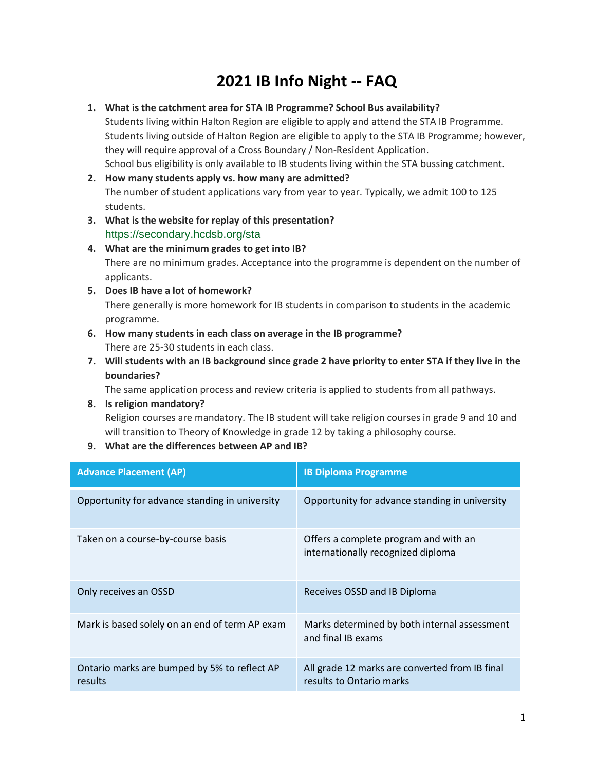# 2021 IB Info Night -- FAQ

1. **What is the catchment area for STA IB Programme? School Bus availability?**
   Students living within Halton Region are eligible to apply and attend the STA IB Programme. Students living outside of Halton Region are eligible to apply to the STA IB Programme; however, they will require approval of a Cross Boundary / Non-Resident Application.
   School bus eligibility is only available to IB students living within the STA bussing catchment.
2. **How many students apply vs. how many are admitted?**
   The number of student applications vary from year to year. Typically, we admit 100 to 125 students.
3. **What is the website for replay of this presentation?**
   https://secondary.hcdsb.org/sta
4. **What are the minimum grades to get into IB?**
   There are no minimum grades. Acceptance into the programme is dependent on the number of applicants.
5. **Does IB have a lot of homework?**
   There generally is more homework for IB students in comparison to students in the academic programme.
6. **How many students in each class on average in the IB programme?**
   There are 25-30 students in each class.
7. **Will students with an IB background since grade 2 have priority to enter STA if they live in the boundaries?**
   The same application process and review criteria is applied to students from all pathways.
8. **Is religion mandatory?**
   Religion courses are mandatory. The IB student will take religion courses in grade 9 and 10 and will transition to Theory of Knowledge in grade 12 by taking a philosophy course.
9. **What are the differences between AP and IB?**

| Advance Placement (AP) | IB Diploma Programme |
|---|---|
| Opportunity for advance standing in university | Opportunity for advance standing in university |
| Taken on a course-by-course basis | Offers a complete program and with an internationally recognized diploma |
| Only receives an OSSD | Receives OSSD and IB Diploma |
| Mark is based solely on an end of term AP exam | Marks determined by both internal assessment and final IB exams |
| Ontario marks are bumped by 5% to reflect AP results | All grade 12 marks are converted from IB final results to Ontario marks |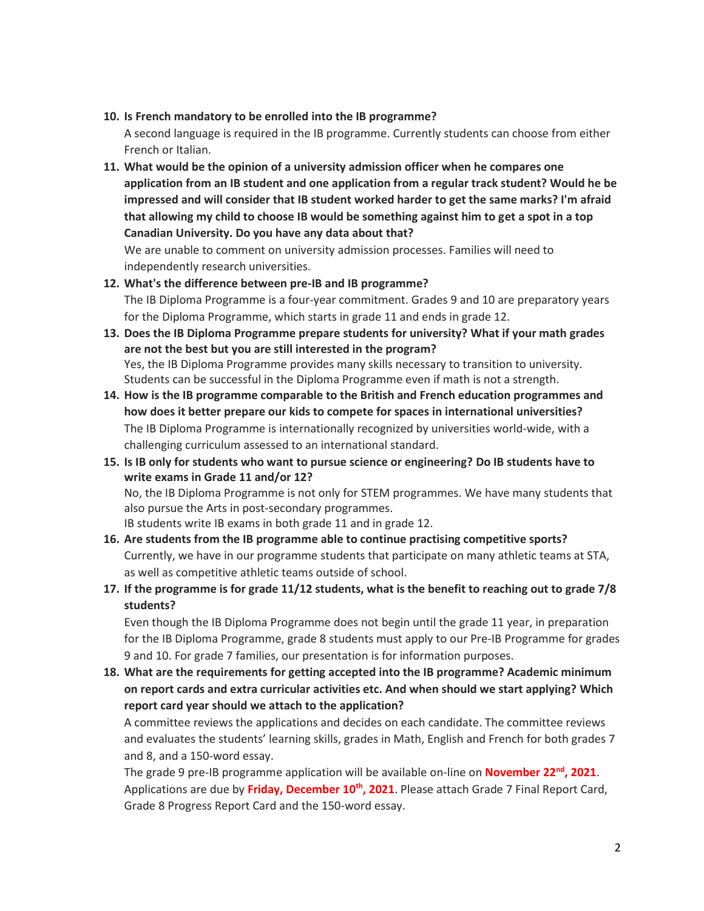10. **Is French mandatory to be enrolled into the IB programme?**
    A second language is required in the IB programme. Currently students can choose from either French or Italian.
11. **What would be the opinion of a university admission officer when he compares one application from an IB student and one application from a regular track student? Would he be impressed and will consider that IB student worked harder to get the same marks? I'm afraid that allowing my child to choose IB would be something against him to get a spot in a top Canadian University. Do you have any data about that?**
    We are unable to comment on university admission processes. Families will need to independently research universities.
12. **What's the difference between pre-IB and IB programme?**
    The IB Diploma Programme is a four-year commitment. Grades 9 and 10 are preparatory years for the Diploma Programme, which starts in grade 11 and ends in grade 12.
13. **Does the IB Diploma Programme prepare students for university? What if your math grades are not the best but you are still interested in the program?**
    Yes, the IB Diploma Programme provides many skills necessary to transition to university. Students can be successful in the Diploma Programme even if math is not a strength.
14. **How is the IB programme comparable to the British and French education programmes and how does it better prepare our kids to compete for spaces in international universities?**
    The IB Diploma Programme is internationally recognized by universities world-wide, with a challenging curriculum assessed to an international standard.
15. **Is IB only for students who want to pursue science or engineering? Do IB students have to write exams in Grade 11 and/or 12?**
    No, the IB Diploma Programme is not only for STEM programmes. We have many students that also pursue the Arts in post-secondary programmes.
    IB students write IB exams in both grade 11 and in grade 12.
16. **Are students from the IB programme able to continue practising competitive sports?**
    Currently, we have in our programme students that participate on many athletic teams at STA, as well as competitive athletic teams outside of school.
17. **If the programme is for grade 11/12 students, what is the benefit to reaching out to grade 7/8 students?**
    Even though the IB Diploma Programme does not begin until the grade 11 year, in preparation for the IB Diploma Programme, grade 8 students must apply to our Pre-IB Programme for grades 9 and 10. For grade 7 families, our presentation is for information purposes.
18. **What are the requirements for getting accepted into the IB programme? Academic minimum on report cards and extra curricular activities etc. And when should we start applying? Which report card year should we attach to the application?**
    A committee reviews the applications and decides on each candidate. The committee reviews and evaluates the students' learning skills, grades in Math, English and French for both grades 7 and 8, and a 150-word essay.
    The grade 9 pre-IB programme application will be available on-line on **November 22nd, 2021**. Applications are due by **Friday, December 10th, 2021**. Please attach Grade 7 Final Report Card, Grade 8 Progress Report Card and the 150-word essay.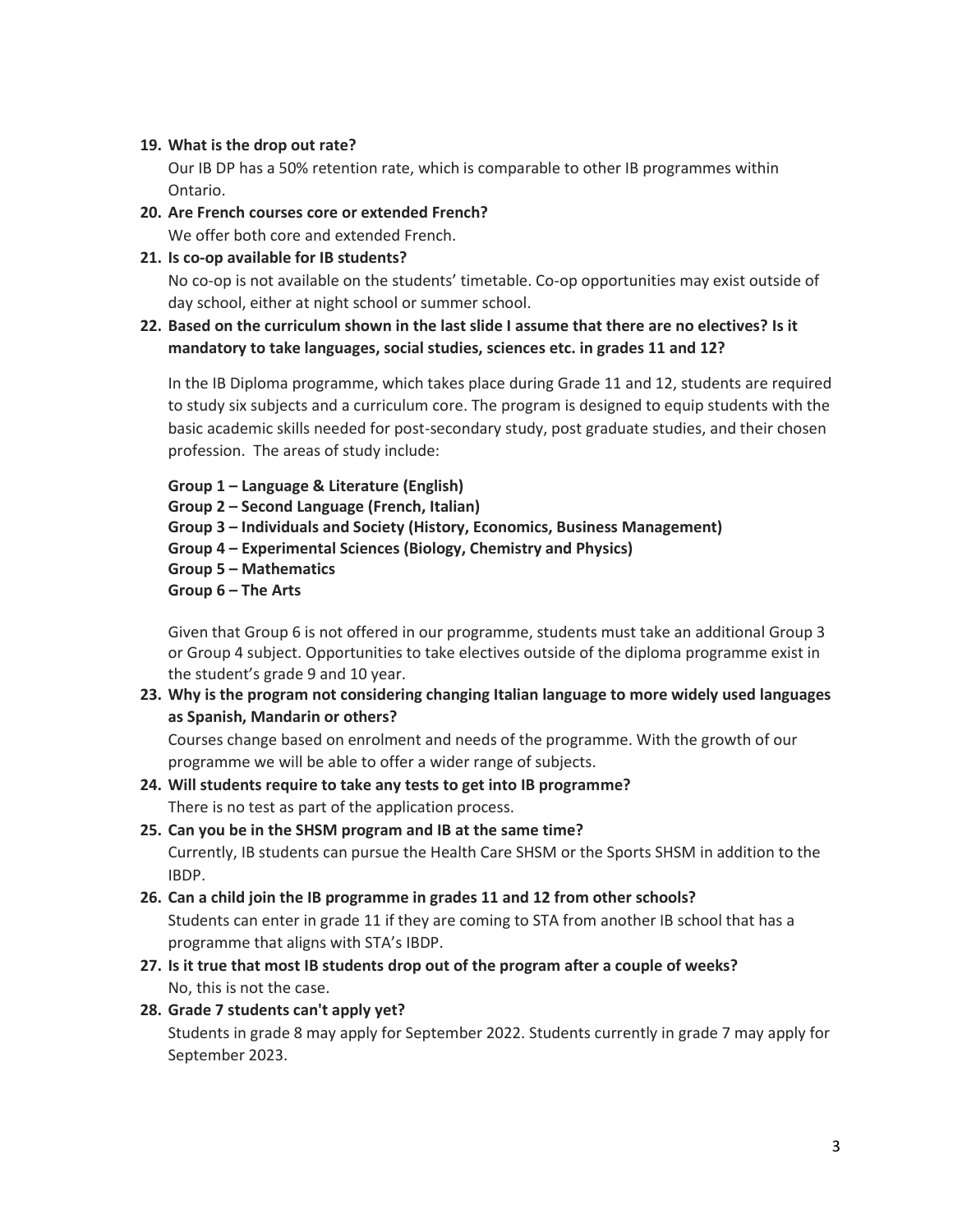19. **What is the drop out rate?**

    Our IB DP has a 50% retention rate, which is comparable to other IB programmes within Ontario.

20. **Are French courses core or extended French?**

    We offer both core and extended French.

21. **Is co-op available for IB students?**

    No co-op is not available on the students' timetable. Co-op opportunities may exist outside of day school, either at night school or summer school.

22. **Based on the curriculum shown in the last slide I assume that there are no electives? Is it mandatory to take languages, social studies, sciences etc. in grades 11 and 12?**

    In the IB Diploma programme, which takes place during Grade 11 and 12, students are required to study six subjects and a curriculum core. The program is designed to equip students with the basic academic skills needed for post-secondary study, post graduate studies, and their chosen profession. The areas of study include:

    **Group 1 – Language & Literature (English)**
    **Group 2 – Second Language (French, Italian)**
    **Group 3 – Individuals and Society (History, Economics, Business Management)**
    **Group 4 – Experimental Sciences (Biology, Chemistry and Physics)**
    **Group 5 – Mathematics**
    **Group 6 – The Arts**

    Given that Group 6 is not offered in our programme, students must take an additional Group 3 or Group 4 subject. Opportunities to take electives outside of the diploma programme exist in the student's grade 9 and 10 year.

23. **Why is the program not considering changing Italian language to more widely used languages as Spanish, Mandarin or others?**

    Courses change based on enrolment and needs of the programme. With the growth of our programme we will be able to offer a wider range of subjects.

24. **Will students require to take any tests to get into IB programme?**

    There is no test as part of the application process.

25. **Can you be in the SHSM program and IB at the same time?**

    Currently, IB students can pursue the Health Care SHSM or the Sports SHSM in addition to the IBDP.

26. **Can a child join the IB programme in grades 11 and 12 from other schools?**

    Students can enter in grade 11 if they are coming to STA from another IB school that has a programme that aligns with STA's IBDP.

27. **Is it true that most IB students drop out of the program after a couple of weeks?**

    No, this is not the case.

28. **Grade 7 students can't apply yet?**

    Students in grade 8 may apply for September 2022. Students currently in grade 7 may apply for September 2023.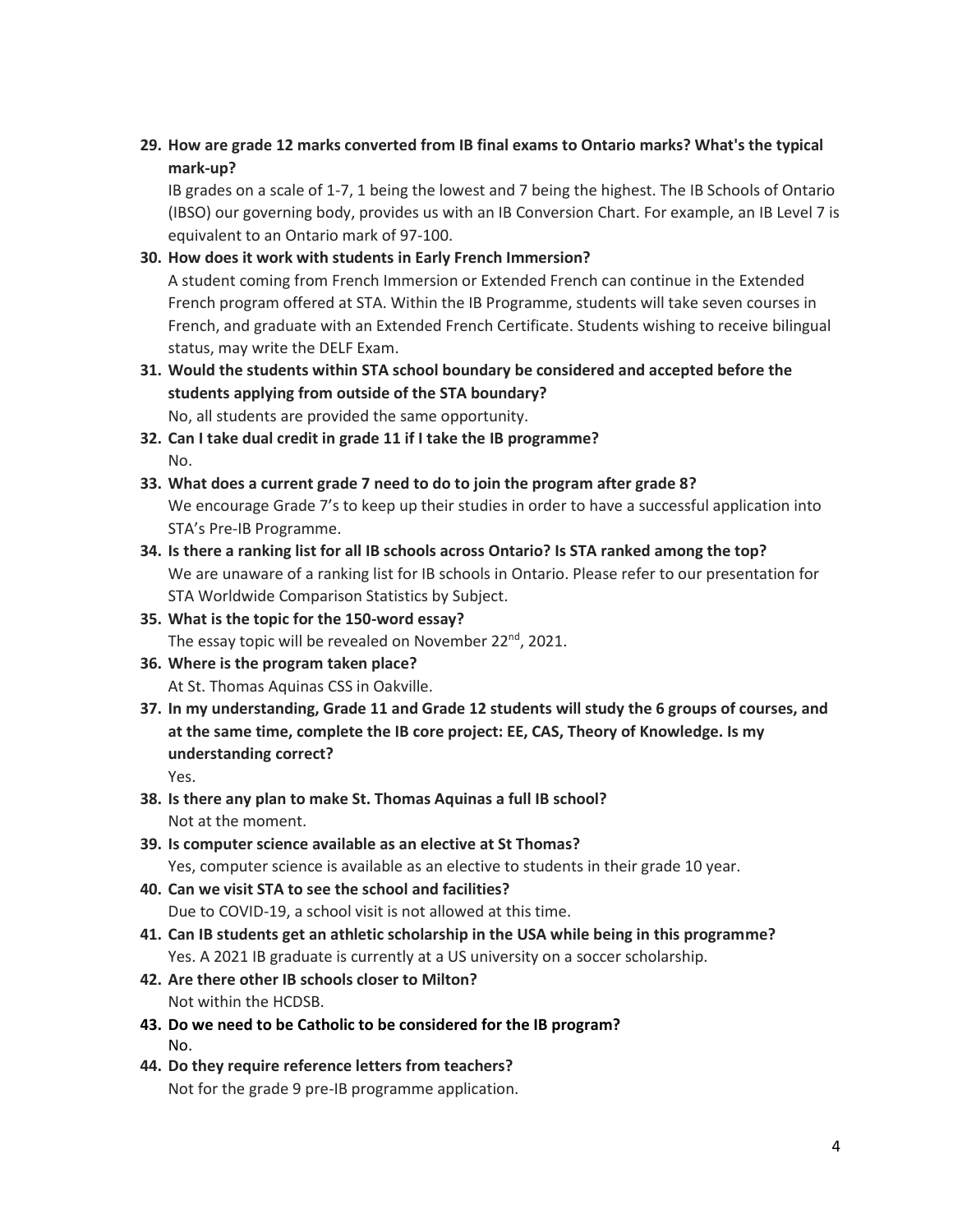29. **How are grade 12 marks converted from IB final exams to Ontario marks? What's the typical mark-up?**
    IB grades on a scale of 1-7, 1 being the lowest and 7 being the highest. The IB Schools of Ontario (IBSO) our governing body, provides us with an IB Conversion Chart. For example, an IB Level 7 is equivalent to an Ontario mark of 97-100.
30. **How does it work with students in Early French Immersion?**
    A student coming from French Immersion or Extended French can continue in the Extended French program offered at STA. Within the IB Programme, students will take seven courses in French, and graduate with an Extended French Certificate. Students wishing to receive bilingual status, may write the DELF Exam.
31. **Would the students within STA school boundary be considered and accepted before the students applying from outside of the STA boundary?**
    No, all students are provided the same opportunity.
32. **Can I take dual credit in grade 11 if I take the IB programme?**
    No.
33. **What does a current grade 7 need to do to join the program after grade 8?**
    We encourage Grade 7's to keep up their studies in order to have a successful application into STA's Pre-IB Programme.
34. **Is there a ranking list for all IB schools across Ontario? Is STA ranked among the top?**
    We are unaware of a ranking list for IB schools in Ontario. Please refer to our presentation for STA Worldwide Comparison Statistics by Subject.
35. **What is the topic for the 150-word essay?**
    The essay topic will be revealed on November 22nd, 2021.
36. **Where is the program taken place?**
    At St. Thomas Aquinas CSS in Oakville.
37. **In my understanding, Grade 11 and Grade 12 students will study the 6 groups of courses, and at the same time, complete the IB core project: EE, CAS, Theory of Knowledge. Is my understanding correct?**
    Yes.
38. **Is there any plan to make St. Thomas Aquinas a full IB school?**
    Not at the moment.
39. **Is computer science available as an elective at St Thomas?**
    Yes, computer science is available as an elective to students in their grade 10 year.
40. **Can we visit STA to see the school and facilities?**
    Due to COVID-19, a school visit is not allowed at this time.
41. **Can IB students get an athletic scholarship in the USA while being in this programme?**
    Yes. A 2021 IB graduate is currently at a US university on a soccer scholarship.
42. **Are there other IB schools closer to Milton?**
    Not within the HCDSB.
43. **Do we need to be Catholic to be considered for the IB program?**
    No.
44. **Do they require reference letters from teachers?**
    Not for the grade 9 pre-IB programme application.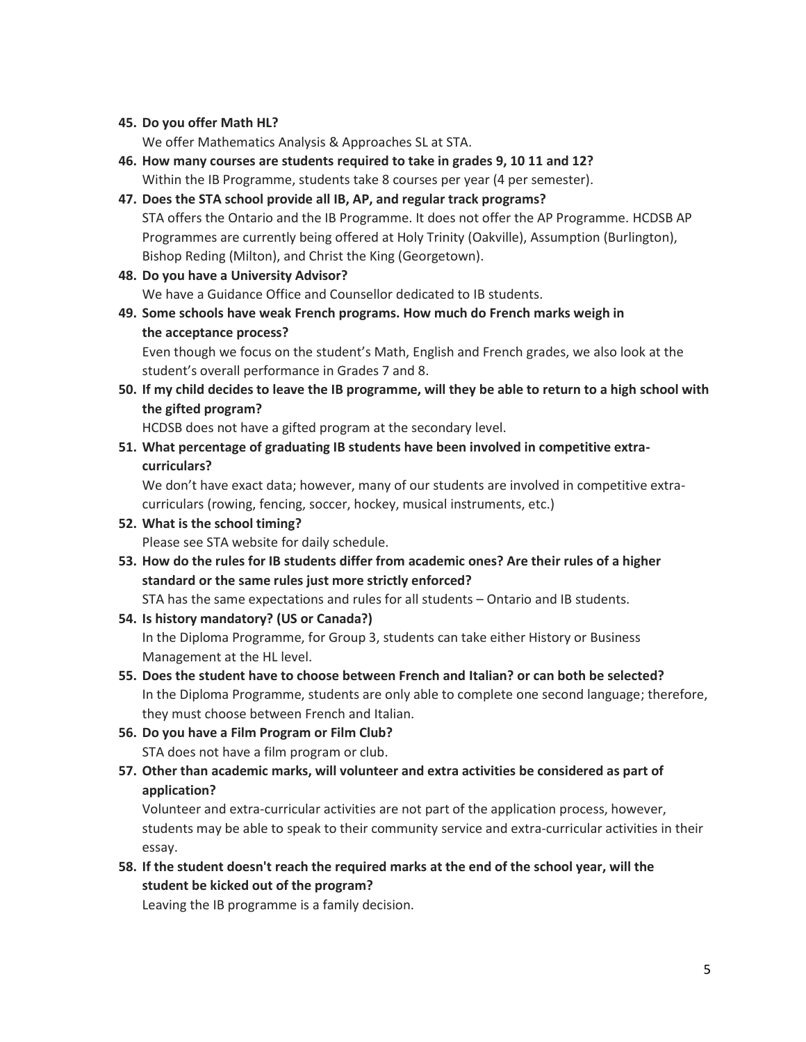45. **Do you offer Math HL?**
    We offer Mathematics Analysis & Approaches SL at STA.
46. **How many courses are students required to take in grades 9, 10 11 and 12?**
    Within the IB Programme, students take 8 courses per year (4 per semester).
47. **Does the STA school provide all IB, AP, and regular track programs?**
    STA offers the Ontario and the IB Programme. It does not offer the AP Programme. HCDSB AP Programmes are currently being offered at Holy Trinity (Oakville), Assumption (Burlington), Bishop Reding (Milton), and Christ the King (Georgetown).
48. **Do you have a University Advisor?**
    We have a Guidance Office and Counsellor dedicated to IB students.
49. **Some schools have weak French programs. How much do French marks weigh in the acceptance process?**
    Even though we focus on the student's Math, English and French grades, we also look at the student's overall performance in Grades 7 and 8.
50. **If my child decides to leave the IB programme, will they be able to return to a high school with the gifted program?**
    HCDSB does not have a gifted program at the secondary level.
51. **What percentage of graduating IB students have been involved in competitive extra-curriculars?**
    We don't have exact data; however, many of our students are involved in competitive extra-curriculars (rowing, fencing, soccer, hockey, musical instruments, etc.)
52. **What is the school timing?**
    Please see STA website for daily schedule.
53. **How do the rules for IB students differ from academic ones? Are their rules of a higher standard or the same rules just more strictly enforced?**
    STA has the same expectations and rules for all students – Ontario and IB students.
54. **Is history mandatory? (US or Canada?)**
    In the Diploma Programme, for Group 3, students can take either History or Business Management at the HL level.
55. **Does the student have to choose between French and Italian? or can both be selected?**
    In the Diploma Programme, students are only able to complete one second language; therefore, they must choose between French and Italian.
56. **Do you have a Film Program or Film Club?**
    STA does not have a film program or club.
57. **Other than academic marks, will volunteer and extra activities be considered as part of application?**
    Volunteer and extra-curricular activities are not part of the application process, however, students may be able to speak to their community service and extra-curricular activities in their essay.
58. **If the student doesn't reach the required marks at the end of the school year, will the student be kicked out of the program?**
    Leaving the IB programme is a family decision.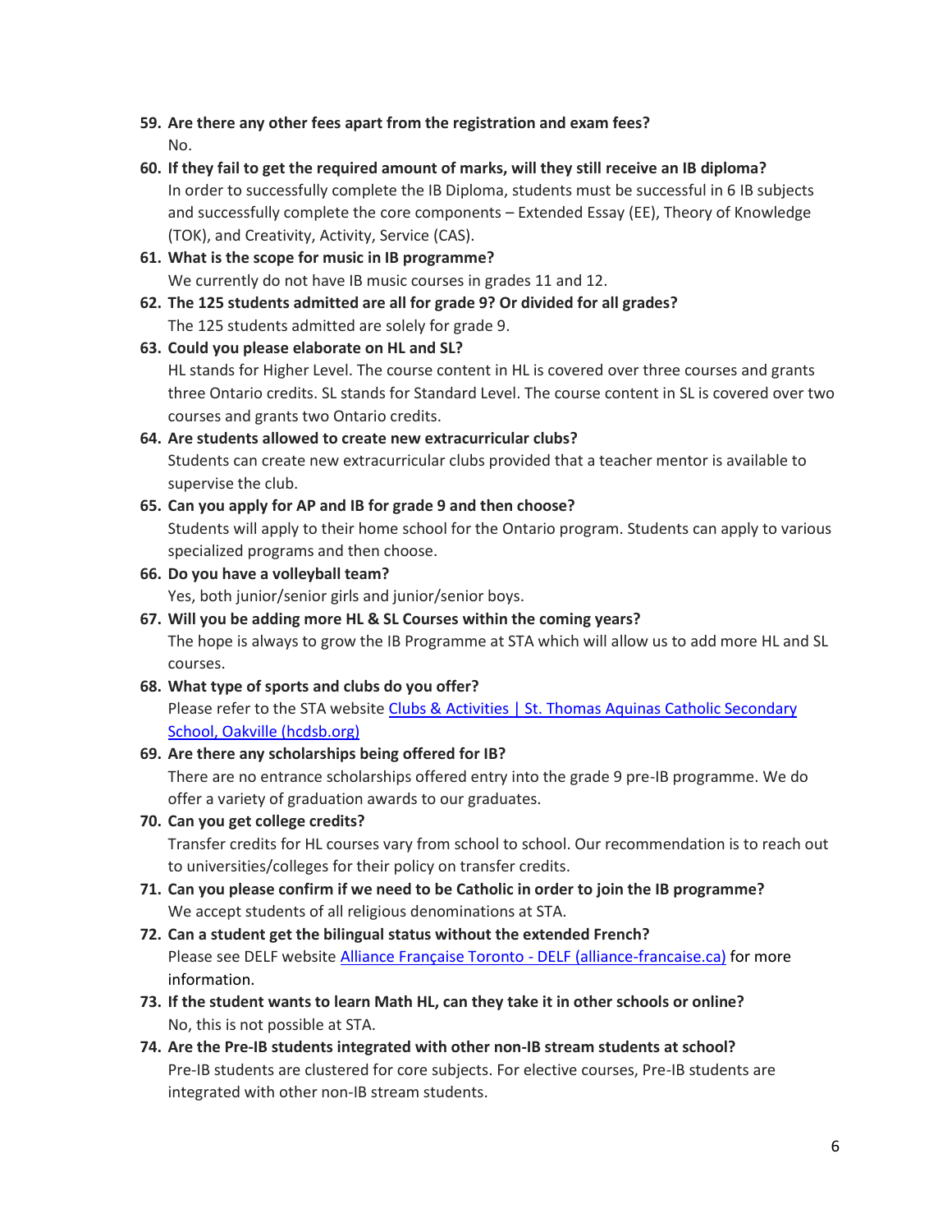59. **Are there any other fees apart from the registration and exam fees?**
    No.
60. **If they fail to get the required amount of marks, will they still receive an IB diploma?**
    In order to successfully complete the IB Diploma, students must be successful in 6 IB subjects and successfully complete the core components – Extended Essay (EE), Theory of Knowledge (TOK), and Creativity, Activity, Service (CAS).
61. **What is the scope for music in IB programme?**
    We currently do not have IB music courses in grades 11 and 12.
62. **The 125 students admitted are all for grade 9? Or divided for all grades?**
    The 125 students admitted are solely for grade 9.
63. **Could you please elaborate on HL and SL?**
    HL stands for Higher Level. The course content in HL is covered over three courses and grants three Ontario credits. SL stands for Standard Level. The course content in SL is covered over two courses and grants two Ontario credits.
64. **Are students allowed to create new extracurricular clubs?**
    Students can create new extracurricular clubs provided that a teacher mentor is available to supervise the club.
65. **Can you apply for AP and IB for grade 9 and then choose?**
    Students will apply to their home school for the Ontario program. Students can apply to various specialized programs and then choose.
66. **Do you have a volleyball team?**
    Yes, both junior/senior girls and junior/senior boys.
67. **Will you be adding more HL & SL Courses within the coming years?**
    The hope is always to grow the IB Programme at STA which will allow us to add more HL and SL courses.
68. **What type of sports and clubs do you offer?**
    Please refer to the STA website [Clubs & Activities | St. Thomas Aquinas Catholic Secondary School, Oakville (hcdsb.org)]()
69. **Are there any scholarships being offered for IB?**
    There are no entrance scholarships offered entry into the grade 9 pre-IB programme. We do offer a variety of graduation awards to our graduates.
70. **Can you get college credits?**
    Transfer credits for HL courses vary from school to school. Our recommendation is to reach out to universities/colleges for their policy on transfer credits.
71. **Can you please confirm if we need to be Catholic in order to join the IB programme?**
    We accept students of all religious denominations at STA.
72. **Can a student get the bilingual status without the extended French?**
    Please see DELF website [Alliance Française Toronto - DELF (alliance-francaise.ca)]() for more information.
73. **If the student wants to learn Math HL, can they take it in other schools or online?**
    No, this is not possible at STA.
74. **Are the Pre-IB students integrated with other non-IB stream students at school?**
    Pre-IB students are clustered for core subjects. For elective courses, Pre-IB students are integrated with other non-IB stream students.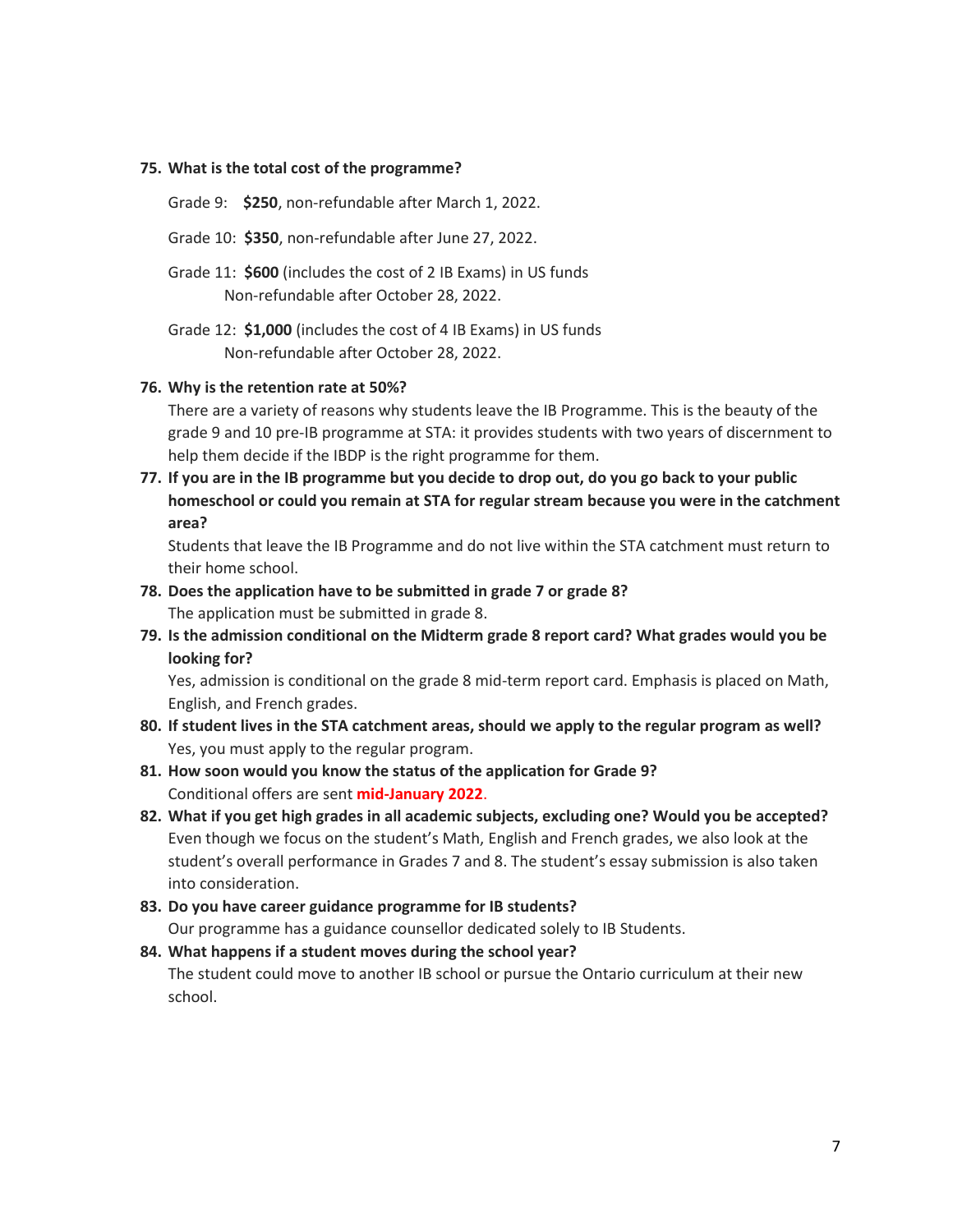75. **What is the total cost of the programme?**

    Grade 9: **$250**, non-refundable after March 1, 2022.

    Grade 10: **$350**, non-refundable after June 27, 2022.

    Grade 11: **$600** (includes the cost of 2 IB Exams) in US funds
    Non-refundable after October 28, 2022.

    Grade 12: **$1,000** (includes the cost of 4 IB Exams) in US funds
    Non-refundable after October 28, 2022.

76. **Why is the retention rate at 50%?**
    There are a variety of reasons why students leave the IB Programme. This is the beauty of the grade 9 and 10 pre-IB programme at STA: it provides students with two years of discernment to help them decide if the IBDP is the right programme for them.

77. **If you are in the IB programme but you decide to drop out, do you go back to your public homeschool or could you remain at STA for regular stream because you were in the catchment area?**
    Students that leave the IB Programme and do not live within the STA catchment must return to their home school.

78. **Does the application have to be submitted in grade 7 or grade 8?**
    The application must be submitted in grade 8.

79. **Is the admission conditional on the Midterm grade 8 report card? What grades would you be looking for?**
    Yes, admission is conditional on the grade 8 mid-term report card. Emphasis is placed on Math, English, and French grades.

80. **If student lives in the STA catchment areas, should we apply to the regular program as well?**
    Yes, you must apply to the regular program.

81. **How soon would you know the status of the application for Grade 9?**
    Conditional offers are sent **mid-January 2022**.

82. **What if you get high grades in all academic subjects, excluding one? Would you be accepted?**
    Even though we focus on the student's Math, English and French grades, we also look at the student's overall performance in Grades 7 and 8. The student's essay submission is also taken into consideration.

83. **Do you have career guidance programme for IB students?**
    Our programme has a guidance counsellor dedicated solely to IB Students.

84. **What happens if a student moves during the school year?**
    The student could move to another IB school or pursue the Ontario curriculum at their new school.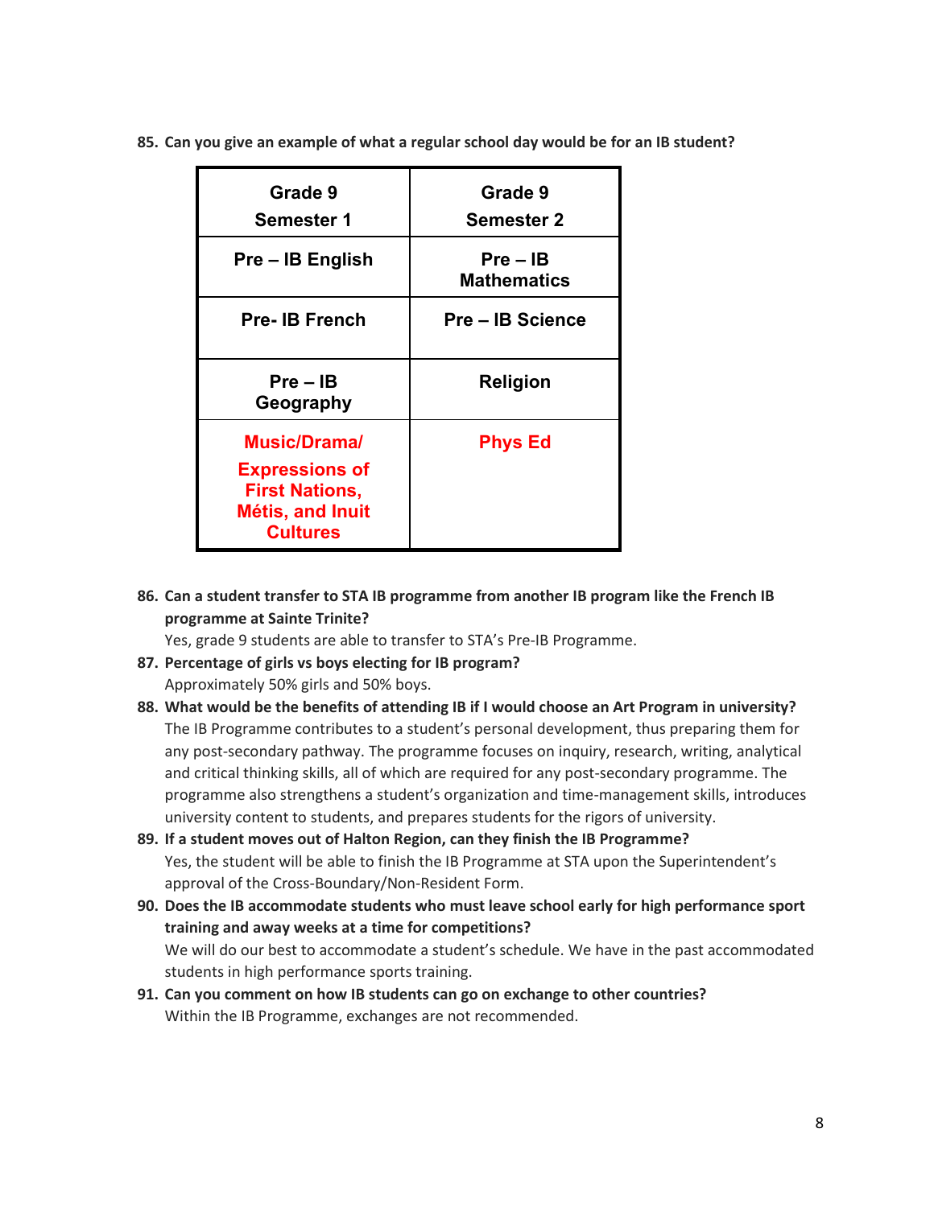**85. Can you give an example of what a regular school day would be for an IB student?**

| Grade 9 Semester 1 | Grade 9 Semester 2 |
| --- | --- |
| Pre – IB English | Pre – IB Mathematics |
| Pre- IB French | Pre – IB Science |
| Pre – IB Geography | Religion |
| Music/Drama/ Expressions of First Nations, Métis, and Inuit Cultures | Phys Ed |

**86. Can a student transfer to STA IB programme from another IB program like the French IB programme at Sainte Trinite?**

Yes, grade 9 students are able to transfer to STA's Pre-IB Programme.

**87. Percentage of girls vs boys electing for IB program?**

Approximately 50% girls and 50% boys.

**88. What would be the benefits of attending IB if I would choose an Art Program in university?**

The IB Programme contributes to a student's personal development, thus preparing them for any post-secondary pathway. The programme focuses on inquiry, research, writing, analytical and critical thinking skills, all of which are required for any post-secondary programme. The programme also strengthens a student's organization and time-management skills, introduces university content to students, and prepares students for the rigors of university.

**89. If a student moves out of Halton Region, can they finish the IB Programme?**

Yes, the student will be able to finish the IB Programme at STA upon the Superintendent's approval of the Cross-Boundary/Non-Resident Form.

**90. Does the IB accommodate students who must leave school early for high performance sport training and away weeks at a time for competitions?**

We will do our best to accommodate a student's schedule. We have in the past accommodated students in high performance sports training.

**91. Can you comment on how IB students can go on exchange to other countries?**

Within the IB Programme, exchanges are not recommended.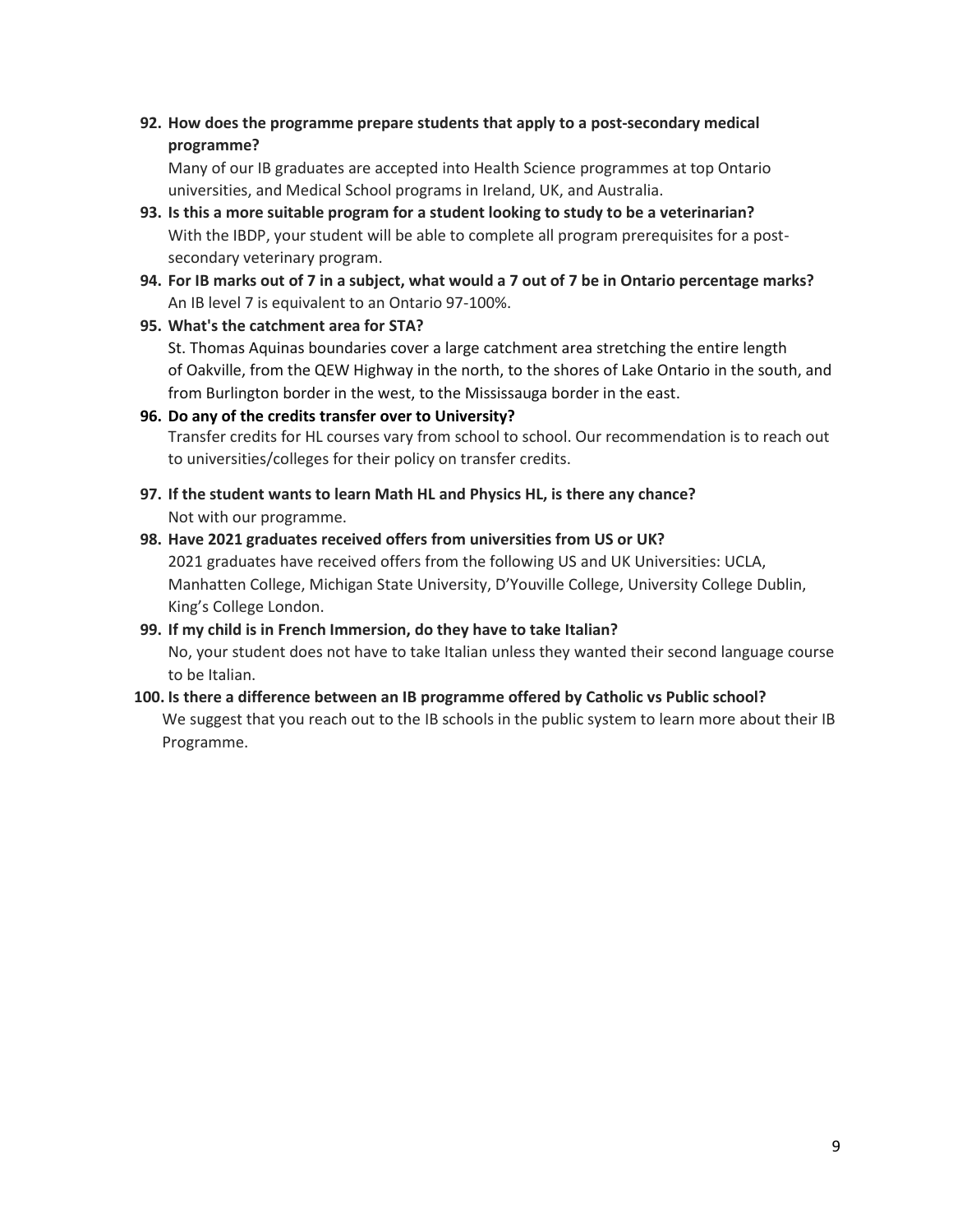92. **How does the programme prepare students that apply to a post-secondary medical programme?**
    Many of our IB graduates are accepted into Health Science programmes at top Ontario universities, and Medical School programs in Ireland, UK, and Australia.
93. **Is this a more suitable program for a student looking to study to be a veterinarian?**
    With the IBDP, your student will be able to complete all program prerequisites for a post-secondary veterinary program.
94. **For IB marks out of 7 in a subject, what would a 7 out of 7 be in Ontario percentage marks?**
    An IB level 7 is equivalent to an Ontario 97-100%.
95. **What's the catchment area for STA?**
    St. Thomas Aquinas boundaries cover a large catchment area stretching the entire length of Oakville, from the QEW Highway in the north, to the shores of Lake Ontario in the south, and from Burlington border in the west, to the Mississauga border in the east.
96. **Do any of the credits transfer over to University?**
    Transfer credits for HL courses vary from school to school. Our recommendation is to reach out to universities/colleges for their policy on transfer credits.
97. **If the student wants to learn Math HL and Physics HL, is there any chance?**
    Not with our programme.
98. **Have 2021 graduates received offers from universities from US or UK?**
    2021 graduates have received offers from the following US and UK Universities: UCLA, Manhatten College, Michigan State University, D'Youville College, University College Dublin, King's College London.
99. **If my child is in French Immersion, do they have to take Italian?**
    No, your student does not have to take Italian unless they wanted their second language course to be Italian.
100. **Is there a difference between an IB programme offered by Catholic vs Public school?**
    We suggest that you reach out to the IB schools in the public system to learn more about their IB Programme.